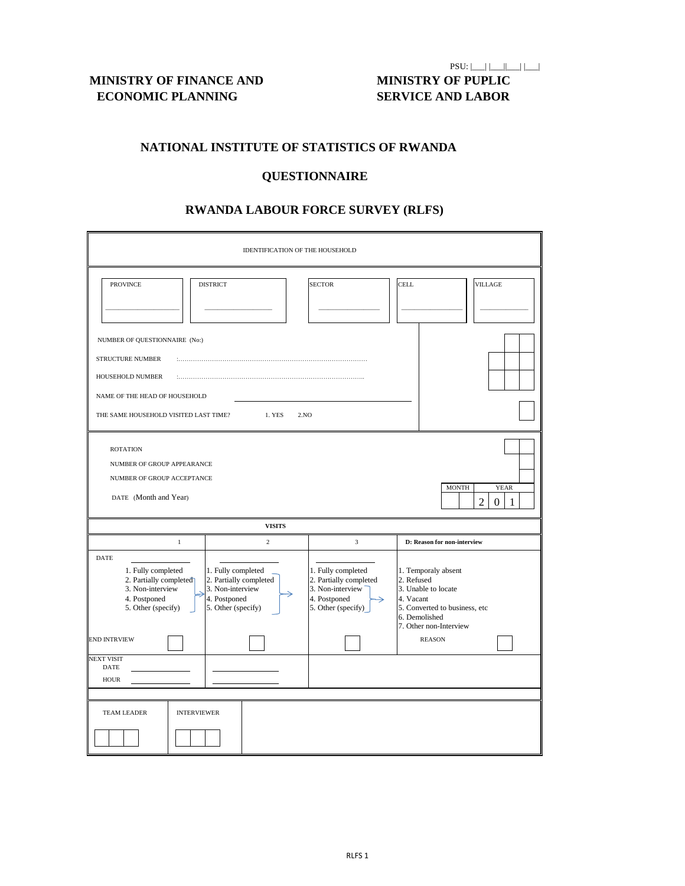PSU: |___| |___||___| |___|

**MINISTRY OF FINANCE AND ECONOMIC PLANNING**

**MINISTRY OF PUPLIC SERVICE AND LABOR**

## NATIONAL INSTITUTE OF STATISTICS OF RWANDA

## QUESTIONNAIRE

## RWANDA LABOUR FORCE SURVEY (RLFS)

IDENTIFICATION OF THE HOUSEHOLD

| PROVINCE | DISTRICT | SECTOR | CELL | VILLAGE |
|---|---|---|---|---|
| ___________ | ___________ | ___________ | ___________ | ___________ |

NUMBER OF QUESTIONNAIRE (No:) |__|__|

STRUCTURE NUMBER :…………………………………………………………………… |__|__|__|

HOUSEHOLD NUMBER :…………………………………………………………………… |__|__|__|

NAME OF THE HEAD OF HOUSEHOLD ______________________________

THE SAME HOUSEHOLD VISITED LAST TIME? 1. YES 2.NO |__|

ROTATION |__|__|

NUMBER OF GROUP APPEARANCE |__|

NUMBER OF GROUP ACCEPTANCE |__|

DATE (Month and Year) MONTH |__|__| YEAR |2|0|1|__|

**VISITS**

| | 1 | 2 | 3 | **D: Reason for non-interview** |
|---|---|---|---|---|
| DATE | ___________ | ___________ | ___________ | |
| | 1. Fully completed<br>2. Partially completed<br>3. Non-interview<br>4. Postponed<br>5. Other (specify) | 1. Fully completed<br>2. Partially completed<br>3. Non-interview<br>4. Postponed<br>5. Other (specify) | 1. Fully completed<br>2. Partially completed<br>3. Non-interview<br>4. Postponed<br>5. Other (specify) | 1. Temporaly absent<br>2. Refused<br>3. Unable to locate<br>4. Vacant<br>5. Converted to business, etc<br>6. Demolished<br>7. Other non-Interview |
| END INTRVIEW | |__| | |__| | |__| | REASON |__| |
| NEXT VISIT DATE | ___________ | ___________ | | |
| HOUR | ___________ | ___________ | | |

| TEAM LEADER | INTERVIEWER | |
|---|---|---|
| |__|__|__| | |__|__|__| | |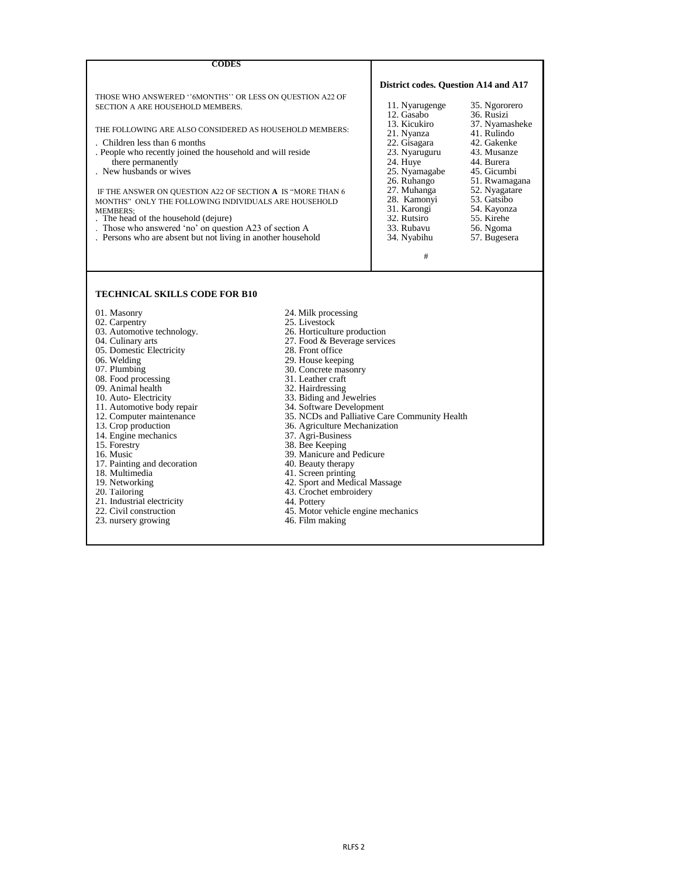## CODES

THOSE WHO ANSWERED ''6MONTHS'' OR LESS ON QUESTION A22 OF SECTION A ARE HOUSEHOLD MEMBERS.

THE FOLLOWING ARE ALSO CONSIDERED AS HOUSEHOLD MEMBERS:

. Children less than 6 months
. People who recently joined the household and will reside there permanently
. New husbands or wives

IF THE ANSWER ON QUESTION A22 OF SECTION **A** IS "MORE THAN 6 MONTHS" ONLY THE FOLLOWING INDIVIDUALS ARE HOUSEHOLD MEMBERS;

. The head of the household (dejure)
. Those who answered 'no' on question A23 of section A
. Persons who are absent but not living in another household

**District codes. Question A14 and A17**

| | |
|---|---|
| 11. Nyarugenge | 35. Ngororero |
| 12. Gasabo | 36. Rusizi |
| 13. Kicukiro | 37. Nyamasheke |
| 21. Nyanza | 41. Rulindo |
| 22. Gisagara | 42. Gakenke |
| 23. Nyaruguru | 43. Musanze |
| 24. Huye | 44. Burera |
| 25. Nyamagabe | 45. Gicumbi |
| 26. Ruhango | 51. Rwamagana |
| 27. Muhanga | 52. Nyagatare |
| 28. Kamonyi | 53. Gatsibo |
| 31. Karongi | 54. Kayonza |
| 32. Rutsiro | 55. Kirehe |
| 33. Rubavu | 56. Ngoma |
| 34. Nyabihu | 57. Bugesera |

#

### TECHNICAL SKILLS CODE FOR B10

| | |
|---|---|
| 01. Masonry | 24. Milk processing |
| 02. Carpentry | 25. Livestock |
| 03. Automotive technology. | 26. Horticulture production |
| 04. Culinary arts | 27. Food & Beverage services |
| 05. Domestic Electricity | 28. Front office |
| 06. Welding | 29. House keeping |
| 07. Plumbing | 30. Concrete masonry |
| 08. Food processing | 31. Leather craft |
| 09. Animal health | 32. Hairdressing |
| 10. Auto- Electricity | 33. Biding and Jewelries |
| 11. Automotive body repair | 34. Software Development |
| 12. Computer maintenance | 35. NCDs and Palliative Care Community Health |
| 13. Crop production | 36. Agriculture Mechanization |
| 14. Engine mechanics | 37. Agri-Business |
| 15. Forestry | 38. Bee Keeping |
| 16. Music | 39. Manicure and Pedicure |
| 17. Painting and decoration | 40. Beauty therapy |
| 18. Multimedia | 41. Screen printing |
| 19. Networking | 42. Sport and Medical Massage |
| 20. Tailoring | 43. Crochet embroidery |
| 21. Industrial electricity | 44. Pottery |
| 22. Civil construction | 45. Motor vehicle engine mechanics |
| 23. nursery growing | 46. Film making |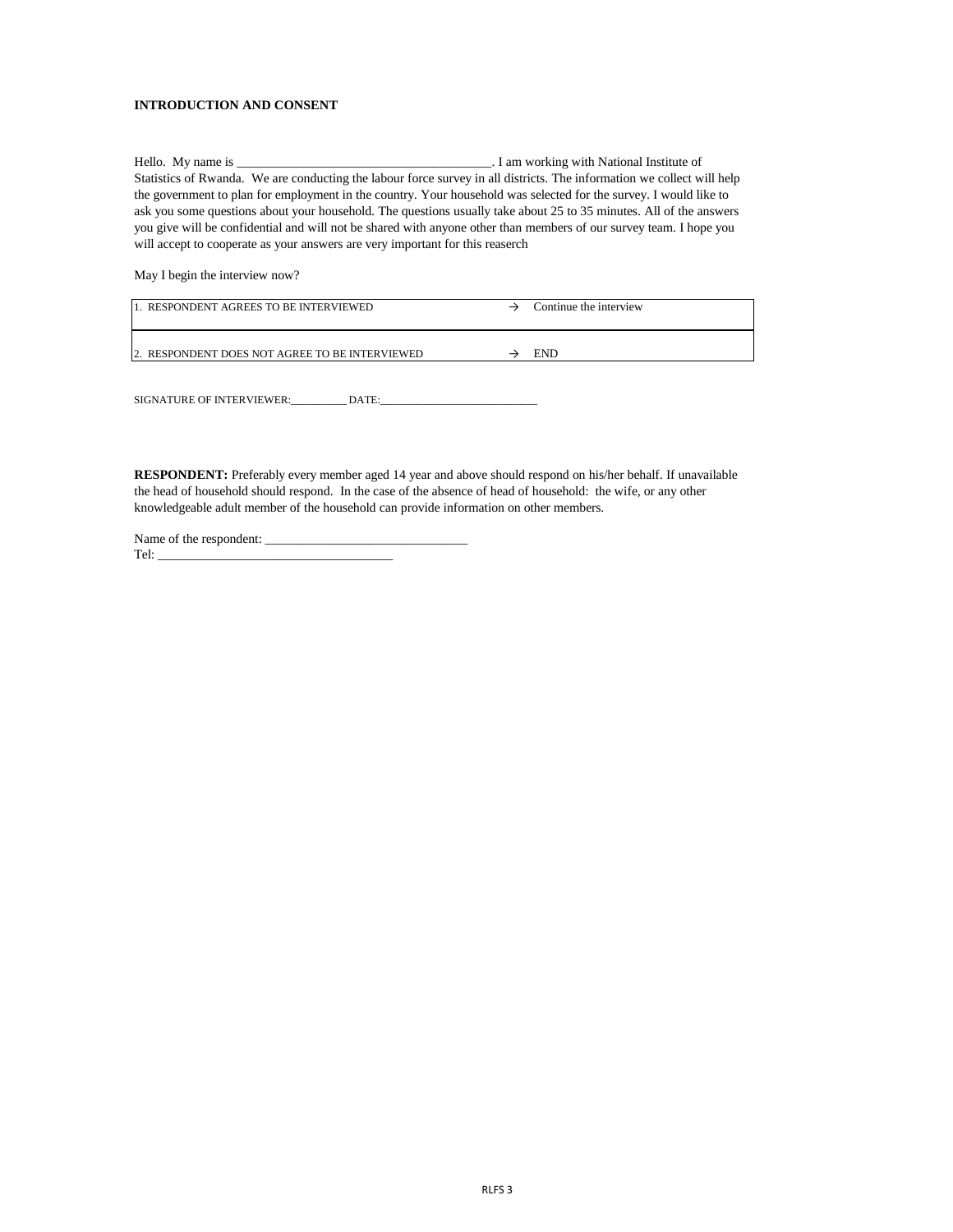**INTRODUCTION AND CONSENT**

Hello. My name is _______________________________________. I am working with National Institute of Statistics of Rwanda. We are conducting the labour force survey in all districts. The information we collect will help the government to plan for employment in the country. Your household was selected for the survey. I would like to ask you some questions about your household. The questions usually take about 25 to 35 minutes. All of the answers you give will be confidential and will not be shared with anyone other than members of our survey team. I hope you will accept to cooperate as your answers are very important for this reaserch

May I begin the interview now?

| | | |
|---|---|---|
| 1. RESPONDENT AGREES TO BE INTERVIEWED | → | Continue the interview |
| 2. RESPONDENT DOES NOT AGREE TO BE INTERVIEWED | → | END |

SIGNATURE OF INTERVIEWER:__________ DATE:____________________________

**RESPONDENT:** Preferably every member aged 14 year and above should respond on his/her behalf. If unavailable the head of household should respond. In the case of the absence of head of household: the wife, or any other knowledgeable adult member of the household can provide information on other members.

Name of the respondent: _______________________________

Tel: _____________________________________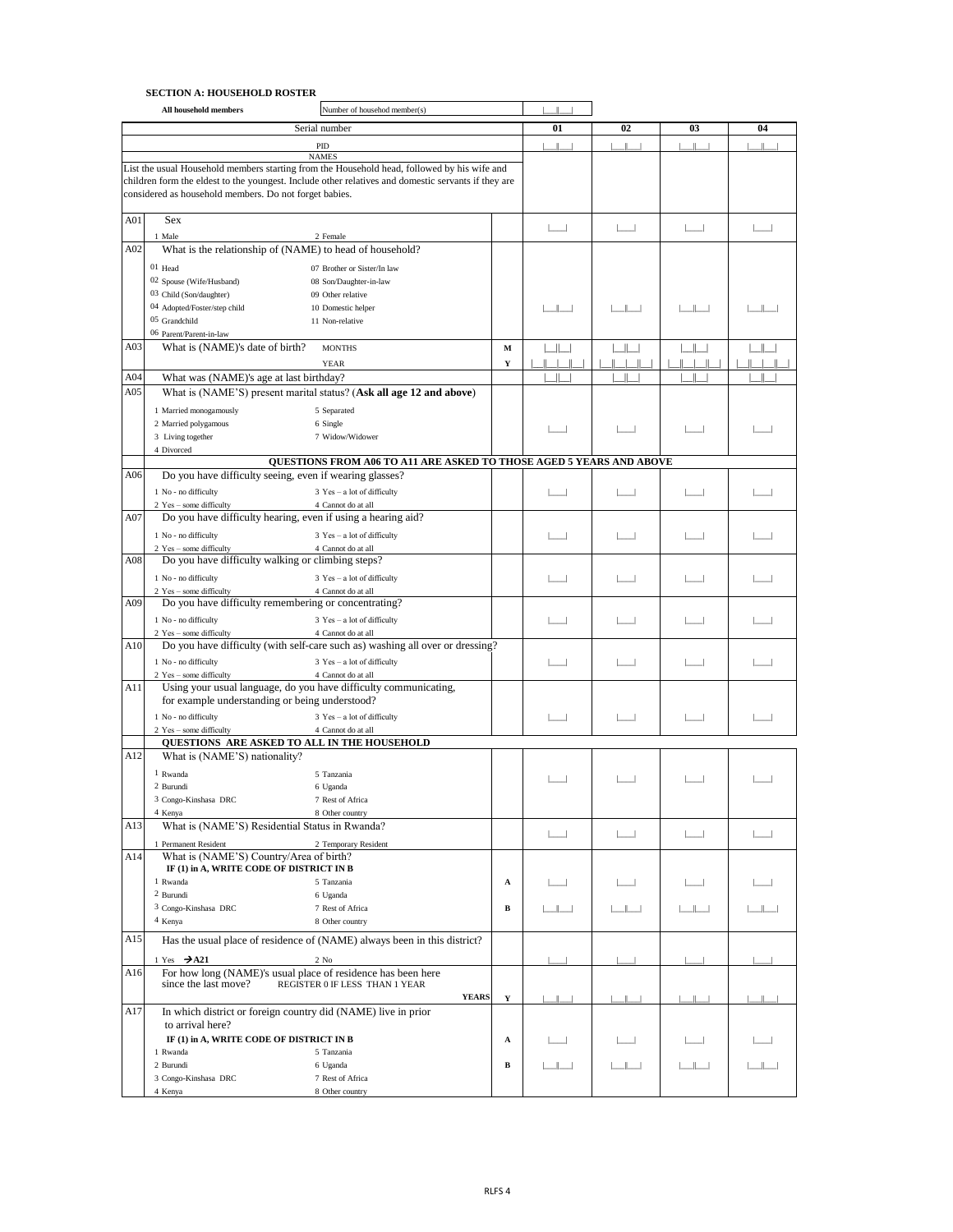**SECTION A: HOUSEHOLD ROSTER**

| All household members | Number of househod member(s) | \|\_\_\|\_\_\| |
|---|---|---|

| | Serial number | | 01 | 02 | 03 | 04 |
|---|---|---|---|---|---|---|
| | PID | | \|\_\_\|\_\_\| | \|\_\_\|\_\_\| | \|\_\_\|\_\_\| | \|\_\_\|\_\_\| |
| | NAMES<br>List the usual Household members starting from the Household head, followed by his wife and children form the eldest to the youngest. Include other relatives and domestic servants if they are considered as household members. Do not forget babies. | | | | | |
| A01 | Sex<br>1 Male 2 Female | | \|\_\_\| | \|\_\_\| | \|\_\_\| | \|\_\_\| |
| A02 | What is the relationship of (NAME) to head of household?<br>01 Head 07 Brother or Sister/In law<br>02 Spouse (Wife/Husband) 08 Son/Daughter-in-law<br>03 Child (Son/daughter) 09 Other relative<br>04 Adopted/Foster/step child 10 Domestic helper<br>05 Grandchild 11 Non-relative<br>06 Parent/Parent-in-law | | \|\_\_\|\_\_\| | \|\_\_\|\_\_\| | \|\_\_\|\_\_\| | \|\_\_\|\_\_\| |
| A03 | What is (NAME)'s date of birth? MONTHS | M | \|\_\_\|\_\_\| | \|\_\_\|\_\_\| | \|\_\_\|\_\_\| | \|\_\_\|\_\_\| |
| | YEAR | Y | \|\_\_\|\_\_\|\_\_\|\_\_\| | \|\_\_\|\_\_\|\_\_\|\_\_\| | \|\_\_\|\_\_\|\_\_\|\_\_\| | \|\_\_\|\_\_\|\_\_\|\_\_\| |
| A04 | What was (NAME)'s age at last birthday? | | \|\_\_\|\_\_\| | \|\_\_\|\_\_\| | \|\_\_\|\_\_\| | \|\_\_\|\_\_\| |
| A05 | What is (NAME'S) present marital status? (**Ask all age 12 and above**)<br>1 Married monogamously 5 Separated<br>2 Married polygamous 6 Single<br>3 Living together 7 Widow/Widower<br>4 Divorced | | \|\_\_\| | \|\_\_\| | \|\_\_\| | \|\_\_\| |
| | **QUESTIONS FROM A06 TO A11 ARE ASKED TO THOSE AGED 5 YEARS AND ABOVE** | | | | | |
| A06 | Do you have difficulty seeing, even if wearing glasses?<br>1 No - no difficulty 3 Yes – a lot of difficulty<br>2 Yes – some difficulty 4 Cannot do at all | | \|\_\_\| | \|\_\_\| | \|\_\_\| | \|\_\_\| |
| A07 | Do you have difficulty hearing, even if using a hearing aid?<br>1 No - no difficulty 3 Yes – a lot of difficulty<br>2 Yes – some difficulty 4 Cannot do at all | | \|\_\_\| | \|\_\_\| | \|\_\_\| | \|\_\_\| |
| A08 | Do you have difficulty walking or climbing steps?<br>1 No - no difficulty 3 Yes – a lot of difficulty<br>2 Yes – some difficulty 4 Cannot do at all | | \|\_\_\| | \|\_\_\| | \|\_\_\| | \|\_\_\| |
| A09 | Do you have difficulty remembering or concentrating?<br>1 No - no difficulty 3 Yes – a lot of difficulty<br>2 Yes – some difficulty 4 Cannot do at all | | \|\_\_\| | \|\_\_\| | \|\_\_\| | \|\_\_\| |
| A10 | Do you have difficulty (with self-care such as) washing all over or dressing?<br>1 No - no difficulty 3 Yes – a lot of difficulty<br>2 Yes – some difficulty 4 Cannot do at all | | \|\_\_\| | \|\_\_\| | \|\_\_\| | \|\_\_\| |
| A11 | Using your usual language, do you have difficulty communicating, for example understanding or being understood?<br>1 No - no difficulty 3 Yes – a lot of difficulty<br>2 Yes – some difficulty 4 Cannot do at all | | \|\_\_\| | \|\_\_\| | \|\_\_\| | \|\_\_\| |
| | **QUESTIONS ARE ASKED TO ALL IN THE HOUSEHOLD** | | | | | |
| A12 | What is (NAME'S) nationality?<br>1 Rwanda 5 Tanzania<br>2 Burundi 6 Uganda<br>3 Congo-Kinshasa DRC 7 Rest of Africa<br>4 Kenya 8 Other country | | \|\_\_\| | \|\_\_\| | \|\_\_\| | \|\_\_\| |
| A13 | What is (NAME'S) Residential Status in Rwanda?<br>1 Permanent Resident 2 Temporary Resident | | \|\_\_\| | \|\_\_\| | \|\_\_\| | \|\_\_\| |
| A14 | What is (NAME'S) Country/Area of birth?<br>**IF (1) in A, WRITE CODE OF DISTRICT IN B**<br>1 Rwanda 5 Tanzania<br>2 Burundi 6 Uganda | A | \|\_\_\| | \|\_\_\| | \|\_\_\| | \|\_\_\| |
| | 3 Congo-Kinshasa DRC 7 Rest of Africa<br>4 Kenya 8 Other country | B | \|\_\_\|\_\_\| | \|\_\_\|\_\_\| | \|\_\_\|\_\_\| | \|\_\_\|\_\_\| |
| A15 | Has the usual place of residence of (NAME) always been in this district?<br>1 Yes **→A21** 2 No | | \|\_\_\| | \|\_\_\| | \|\_\_\| | \|\_\_\| |
| A16 | For how long (NAME)'s usual place of residence has been here since the last move? REGISTER 0 IF LESS THAN 1 YEAR<br>**YEARS** | Y | \|\_\_\|\_\_\| | \|\_\_\|\_\_\| | \|\_\_\|\_\_\| | \|\_\_\|\_\_\| |
| A17 | In which district or foreign country did (NAME) live in prior to arrival here?<br>**IF (1) in A, WRITE CODE OF DISTRICT IN B**<br>1 Rwanda 5 Tanzania | A | \|\_\_\| | \|\_\_\| | \|\_\_\| | \|\_\_\| |
| | 2 Burundi 6 Uganda<br>3 Congo-Kinshasa DRC 7 Rest of Africa<br>4 Kenya 8 Other country | B | \|\_\_\|\_\_\| | \|\_\_\|\_\_\| | \|\_\_\|\_\_\| | \|\_\_\|\_\_\| |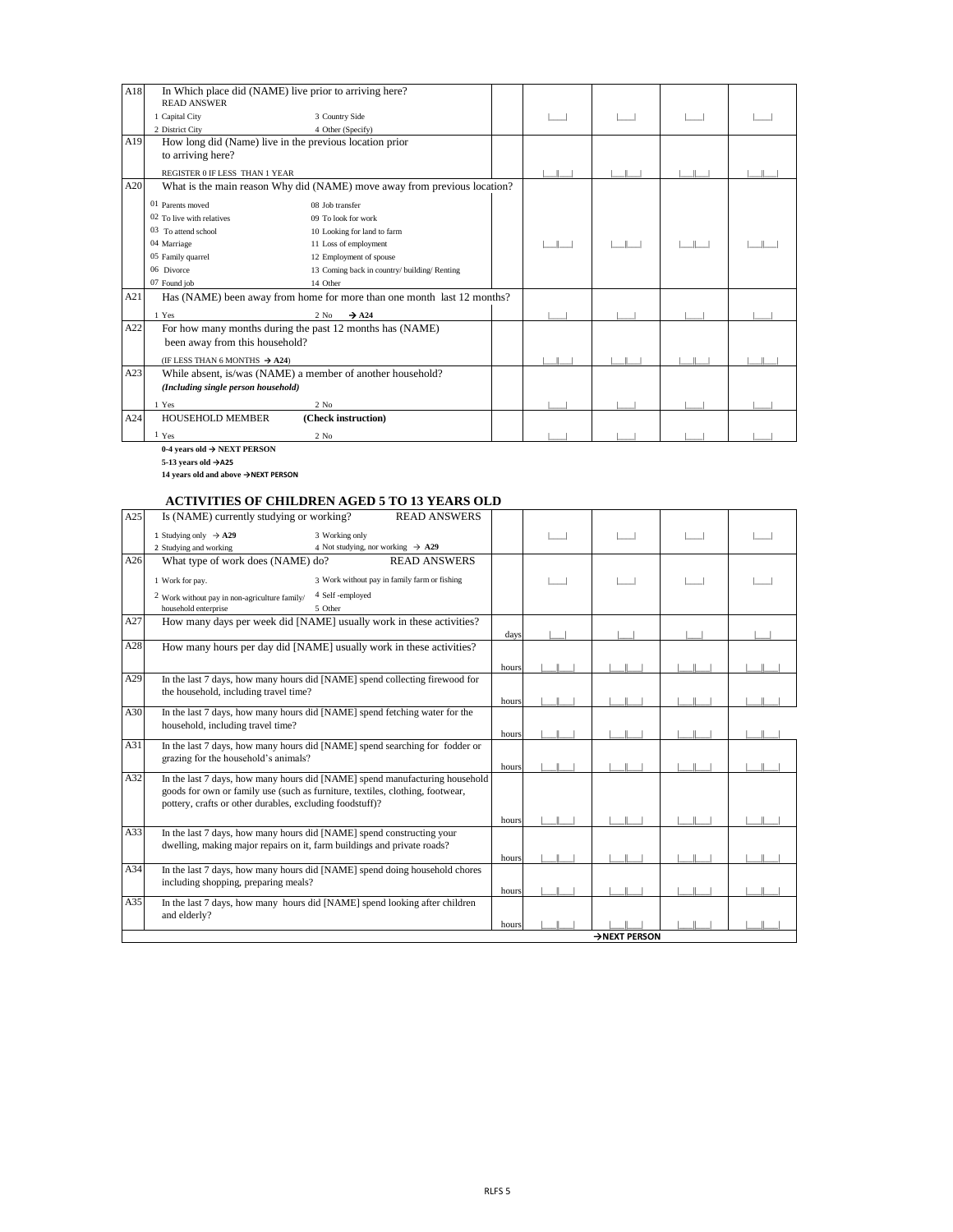| | | | | | | |
|---|---|---|---|---|---|---|
| A18 | In Which place did (NAME) live prior to arriving here?<br>READ ANSWER<br>1 Capital City 3 Country Side<br>2 District City 4 Other (Specify) | | \|__\| | \|__\| | \|__\| | \|__\| |
| A19 | How long did (Name) live in the previous location prior to arriving here?<br>REGISTER 0 IF LESS THAN 1 YEAR | | \|__\|__\| | \|__\|__\| | \|__\|__\| | \|__\|__\| |
| A20 | What is the main reason Why did (NAME) move away from previous location?<br>01 Parents moved 08 Job transfer<br>02 To live with relatives 09 To look for work<br>03 To attend school 10 Looking for land to farm<br>04 Marriage 11 Loss of employment<br>05 Family quarrel 12 Employment of spouse<br>06 Divorce 13 Coming back in country/ building/ Renting<br>07 Found job 14 Other | | \|__\|__\| | \|__\|__\| | \|__\|__\| | \|__\|__\| |
| A21 | Has (NAME) been away from home for more than one month last 12 months?<br>1 Yes 2 No → A24 | | \|__\| | \|__\| | \|__\| | \|__\| |
| A22 | For how many months during the past 12 months has (NAME) been away from this household?<br>(IF LESS THAN 6 MONTHS → A24) | | \|__\|__\| | \|__\|__\| | \|__\|__\| | \|__\|__\| |
| A23 | While absent, is/was (NAME) a member of another household?<br>*(Including single person household)*<br>1 Yes 2 No | | \|__\| | \|__\| | \|__\| | \|__\| |
| A24 | HOUSEHOLD MEMBER **(Check instruction)**<br>1 Yes 2 No | | \|__\| | \|__\| | \|__\| | \|__\| |

**0-4 years old → NEXT PERSON**
**5-13 years old →A25**
**14 years old and above →NEXT PERSON**

## ACTIVITIES OF CHILDREN AGED 5 TO 13 YEARS OLD

| | | | | | | |
|---|---|---|---|---|---|---|
| A25 | Is (NAME) currently studying or working? READ ANSWERS<br>1 Studying only → **A29** 3 Working only<br>2 Studying and working 4 Not studying, nor working → **A29** | | \|__\| | \|__\| | \|__\| | \|__\| |
| A26 | What type of work does (NAME) do? READ ANSWERS<br>1 Work for pay. 3 Work without pay in family farm or fishing<br>2 Work without pay in non-agriculture family/ household enterprise 4 Self -employed<br>5 Other | | \|__\| | \|__\| | \|__\| | \|__\| |
| A27 | How many days per week did [NAME] usually work in these activities? | days | \|__\| | \|__\| | \|__\| | \|__\| |
| A28 | How many hours per day did [NAME] usually work in these activities? | hours | \|__\|__\| | \|__\|__\| | \|__\|__\| | \|__\|__\| |
| A29 | In the last 7 days, how many hours did [NAME] spend collecting firewood for the household, including travel time? | hours | \|__\|__\| | \|__\|__\| | \|__\|__\| | \|__\|__\| |
| A30 | In the last 7 days, how many hours did [NAME] spend fetching water for the household, including travel time? | hours | \|__\|__\| | \|__\|__\| | \|__\|__\| | \|__\|__\| |
| A31 | In the last 7 days, how many hours did [NAME] spend searching for fodder or grazing for the household's animals? | hours | \|__\|__\| | \|__\|__\| | \|__\|__\| | \|__\|__\| |
| A32 | In the last 7 days, how many hours did [NAME] spend manufacturing household goods for own or family use (such as furniture, textiles, clothing, footwear, pottery, crafts or other durables, excluding foodstuff)? | hours | \|__\|__\| | \|__\|__\| | \|__\|__\| | \|__\|__\| |
| A33 | In the last 7 days, how many hours did [NAME] spend constructing your dwelling, making major repairs on it, farm buildings and private roads? | hours | \|__\|__\| | \|__\|__\| | \|__\|__\| | \|__\|__\| |
| A34 | In the last 7 days, how many hours did [NAME] spend doing household chores including shopping, preparing meals? | hours | \|__\|__\| | \|__\|__\| | \|__\|__\| | \|__\|__\| |
| A35 | In the last 7 days, how many hours did [NAME] spend looking after children and elderly? | hours | \|__\|__\| | \|__\|__\| | \|__\|__\| | \|__\|__\| |
| | | | | **→NEXT PERSON** | | |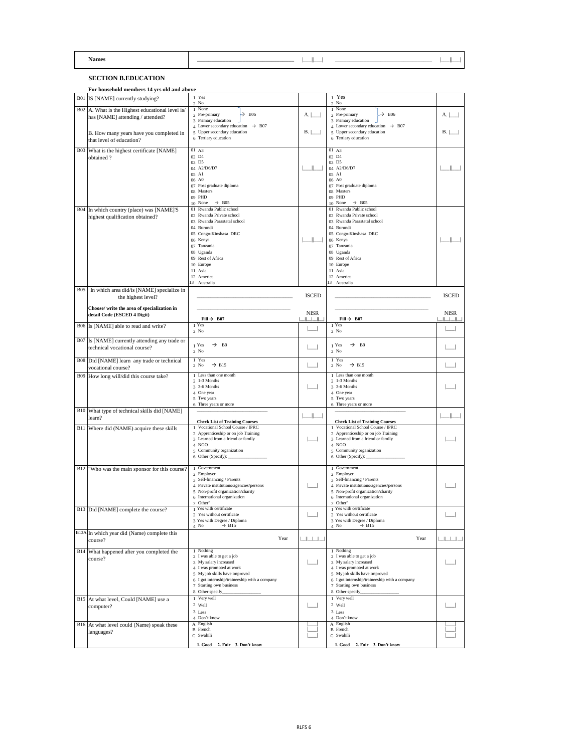| Names | ______________________________ \|__\|__\| | ______________________________ \|__\|__\| |
|---|---|---|

## SECTION B.EDUCATION

**For household members 14 yrs old and above**

| | Question | Person 1 | Code | Person 2 | Code |
|---|---|---|---|---|---|
| B01 | IS [NAME] currently studying? | 1 Yes<br>2 No | | 1 Yes<br>2 No | |
| B02 | A. What is the Highest educational level is/ has [NAME] attending / attended?<br><br>B. How many years have you completed in that level of education? | 1 None<br>2 Pre-primary → B06<br>3 Primary education<br>4 Lower secondary education → B07<br>5 Upper secondary education<br>6 Tertiary education | A. \|__\|<br><br>B. \|__\| | 1 None<br>2 Pre-primary → B06<br>3 Primary education<br>4 Lower secondary education → B07<br>5 Upper secondary education<br>6 Tertiary education | A. \|__\|<br><br>B. \|__\| |
| B03 | What is the highest certificate [NAME] obtained ? | 01 A3<br>02 D4<br>03 D5<br>04 A2/D6/D7<br>05 A1<br>06 A0<br>07 Post graduate diploma<br>08 Masters<br>09 PHD<br>10 None → B05 | \|__\|__\| | 01 A3<br>02 D4<br>03 D5<br>04 A2/D6/D7<br>05 A1<br>06 A0<br>07 Post graduate diploma<br>08 Masters<br>09 PHD<br>10 None → B05 | \|__\|__\| |
| B04 | In which country (place) was [NAME]'S highest qualification obtained? | 01 Rwanda Public school<br>02 Rwanda Private school<br>03 Rwanda Parastatal school<br>04 Burundi<br>05 Congo-Kinshasa DRC<br>06 Kenya<br>07 Tanzania<br>08 Uganda<br>09 Rest of Africa<br>10 Europe<br>11 Asia<br>12 America<br>13 Australia | \|__\|__\| | 01 Rwanda Public school<br>02 Rwanda Private school<br>03 Rwanda Parastatal school<br>04 Burundi<br>05 Congo-Kinshasa DRC<br>06 Kenya<br>07 Tanzania<br>08 Uganda<br>09 Rest of Africa<br>10 Europe<br>11 Asia<br>12 America<br>13 Australia | \|__\|__\| |
| B05 | In which area did/is [NAME] specialize in the highest level?<br><br>**Choose/ write the area of specialization in detail Code (ESCED 4 Digit)** | ______________________<br>______________________<br>**Fill → B07** | ISCED<br><br>NISR<br>\|__\|__\|__\|__\| | ______________________<br>______________________<br>**Fill → B07** | ISCED<br><br>NISR<br>\|__\|__\|__\|__\| |
| B06 | Is [NAME] able to read and write? | 1 Yes<br>2 No | \|__\| | 1 Yes<br>2 No | \|__\| |
| B07 | Is [NAME] currently attending any trade or technical vocational course? | 1 Yes → B9<br>2 No | \|__\| | 1 Yes → B9<br>2 No | \|__\| |
| B08 | Did [NAME] learn any trade or technical vocational course? | 1 Yes<br>2 No → B15 | \|__\| | 1 Yes<br>2 No → B15 | \|__\| |
| B09 | How long will/did this course take? | 1 Less than one month<br>2 1-3 Months<br>3 3-6 Months<br>4 One year<br>5 Two years<br>6 Three years or more | \|__\| | 1 Less than one month<br>2 1-3 Months<br>3 3-6 Months<br>4 One year<br>5 Two years<br>6 Three years or more | \|__\| |
| B10 | What type of technical skills did [NAME] learn? | ______________________<br>**Check List of Training Courses** | \|__\|__\| | ______________________<br>**Check List of Training Courses** | \|__\|__\| |
| B11 | Where did (NAME) acquire these skills | 1 Vocational School Course / IPRC<br>2 Apprenticeship or on job Training<br>3 Learned from a friend or family<br>4 NGO<br>5 Community organization<br>6 Other (Specify): ____________ | \|__\| | 1 Vocational School Course / IPRC<br>2 Apprenticeship or on job Training<br>3 Learned from a friend or family<br>4 NGO<br>5 Community organization<br>6 Other (Specify): ____________ | \|__\| |
| B12 | "Who was the main sponsor for this course? | 1 Government<br>2 Employer<br>3 Self-financing / Parents<br>4 Private institutions/agencies/persons<br>5 Non-profit organization/charity<br>6 International organization<br>7 Other" | \|__\| | 1 Government<br>2 Employer<br>3 Self-financing / Parents<br>4 Private institutions/agencies/persons<br>5 Non-profit organization/charity<br>6 International organization<br>7 Other" | \|__\| |
| B13 | Did [NAME] complete the course? | 1 Yes with certificate<br>2 Yes without certificate<br>3 Yes with Degree / Diploma<br>4 No → B15 | \|__\| | 1 Yes with certificate<br>2 Yes without certificate<br>3 Yes with Degree / Diploma<br>4 No → B15 | \|__\| |
| B13A | In which year did (Name) complete this course? | Year | \|__\|__\|__\|__\| | Year | \|__\|__\|__\|__\| |
| B14 | What happened after you completed the course? | 1 Nothing<br>2 I was able to get a job<br>3 My salary increased<br>4 I was promoted at work<br>5 My job skills have improved<br>6 I got internship/traineeship with a company<br>7 Starting own business<br>8 Other specify____________ | \|__\| | 1 Nothing<br>2 I was able to get a job<br>3 My salary increased<br>4 I was promoted at work<br>5 My job skills have improved<br>6 I got internship/traineeship with a company<br>7 Starting own business<br>8 Other specify____________ | \|__\| |
| B15 | At what level, Could [NAME] use a computer? | 1 Very well<br>2 Well<br>3 Less<br>4 Don't know | \|__\| | 1 Very well<br>2 Well<br>3 Less<br>4 Don't know | \|__\| |
| B16 | At what level could (Name) speak these languages? | A English<br>B French<br>C Swahili<br><br>**1. Good 2. Fair 3. Don't know** | \|__\|<br>\|__\|<br>\|__\| | A English<br>B French<br>C Swahili<br><br>**1. Good 2. Fair 3. Don't know** | \|__\|<br>\|__\|<br>\|__\| |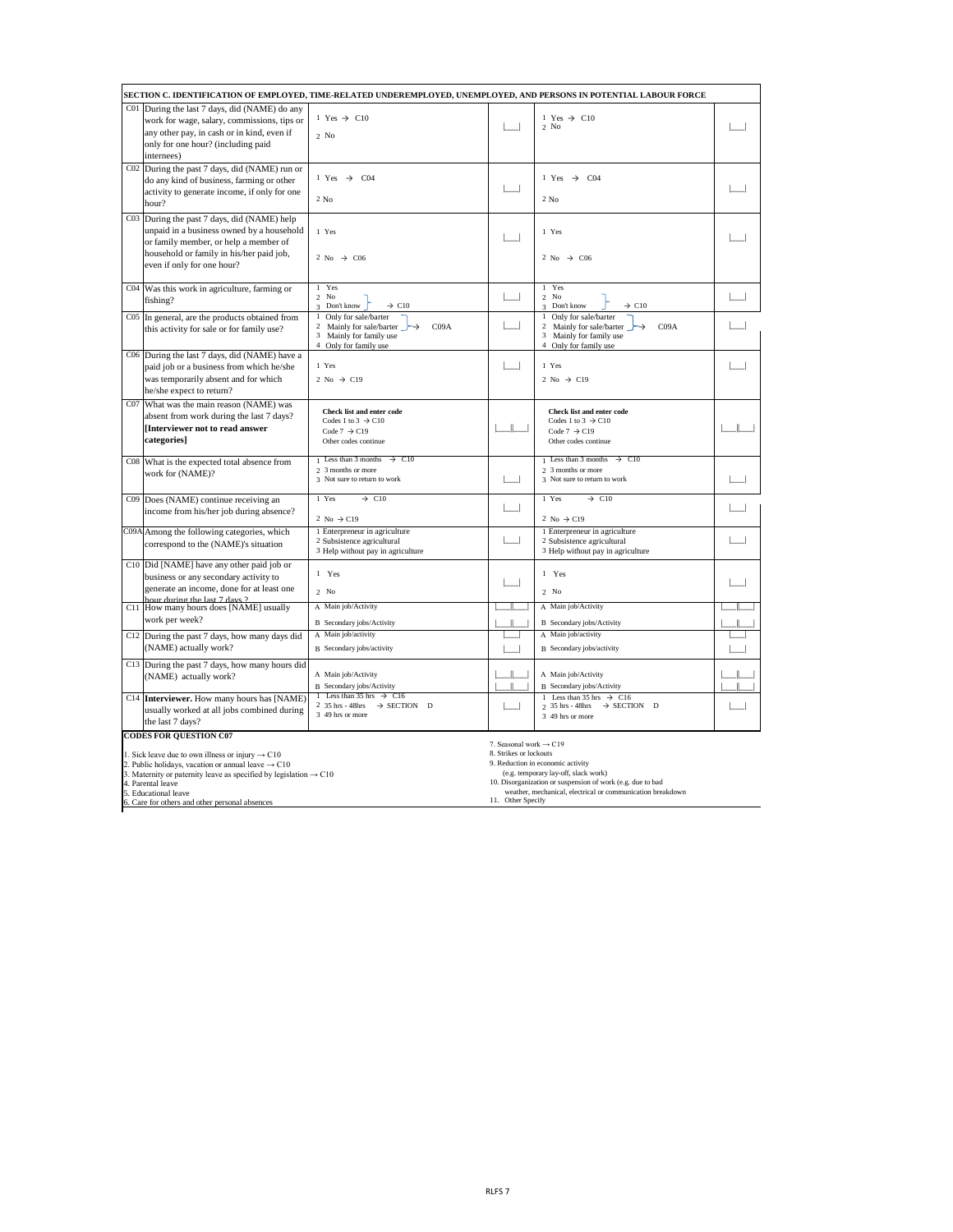| SECTION C. IDENTIFICATION OF EMPLOYED, TIME-RELATED UNDEREMPLOYED, UNEMPLOYED, AND PERSONS IN POTENTIAL LABOUR FORCE | | | | | |
|---|---|---|---|---|---|
| C01 | During the last 7 days, did (NAME) do any work for wage, salary, commissions, tips or any other pay, in cash or in kind, even if only for one hour? (including paid internees) | 1 Yes → C10<br>2 No | \|__\| | 1 Yes → C10<br>2 No | \|__\| |
| C02 | During the past 7 days, did (NAME) run or do any kind of business, farming or other activity to generate income, if only for one hour? | 1 Yes → C04<br>2 No | \|__\| | 1 Yes → C04<br>2 No | \|__\| |
| C03 | During the past 7 days, did (NAME) help unpaid in a business owned by a household or family member, or help a member of household or family in his/her paid job, even if only for one hour? | 1 Yes<br>2 No → C06 | \|__\| | 1 Yes<br>2 No → C06 | \|__\| |
| C04 | Was this work in agriculture, farming or fishing? | 1 Yes<br>2 No<br>3 Don't know } → C10 | \|__\| | 1 Yes<br>2 No<br>3 Don't know } → C10 | \|__\| |
| C05 | In general, are the products obtained from this activity for sale or for family use? | 1 Only for sale/barter<br>2 Mainly for sale/barter } → C09A<br>3 Mainly for family use<br>4 Only for family use | \|__\| | 1 Only for sale/barter<br>2 Mainly for sale/barter } → C09A<br>3 Mainly for family use<br>4 Only for family use | \|__\| |
| C06 | During the last 7 days, did (NAME) have a paid job or a business from which he/she was temporarily absent and for which he/she expect to return? | 1 Yes<br>2 No → C19 | \|__\| | 1 Yes<br>2 No → C19 | \|__\| |
| C07 | What was the main reason (NAME) was absent from work during the last 7 days? **[Interviewer not to read answer categories]** | **Check list and enter code**<br>Codes 1 to 3 → C10<br>Code 7 → C19<br>Other codes continue | \|__\|__\| | **Check list and enter code**<br>Codes 1 to 3 → C10<br>Code 7 → C19<br>Other codes continue | \|__\|__\| |
| C08 | What is the expected total absence from work for (NAME)? | 1 Less than 3 months → C10<br>2 3 months or more<br>3 Not sure to return to work | \|__\| | 1 Less than 3 months → C10<br>2 3 months or more<br>3 Not sure to return to work | \|__\| |
| C09 | Does (NAME) continue receiving an income from his/her job during absence? | 1 Yes → C10<br>2 No → C19 | \|__\| | 1 Yes → C10<br>2 No → C19 | \|__\| |
| C09A | Among the following categories, which correspond to the (NAME)'s situation | 1 Enterpreneur in agriculture<br>2 Subsistence agricultural<br>3 Help without pay in agriculture | \|__\| | 1 Enterpreneur in agriculture<br>2 Subsistence agricultural<br>3 Help without pay in agriculture | \|__\| |
| C10 | Did [NAME] have any other paid job or business or any secondary activity to generate an income, done for at least one hour during the last 7 days ? | 1 Yes<br>2 No | \|__\| | 1 Yes<br>2 No | \|__\| |
| C11 | How many hours does [NAME] usually work per week? | A Main job/Activity<br>B Secondary jobs/Activity | \|__\|__\|<br>\|__\|__\| | A Main job/Activity<br>B Secondary jobs/Activity | \|__\|__\|<br>\|__\|__\| |
| C12 | During the past 7 days, how many days did (NAME) actually work? | A Main job/activity<br>B Secondary jobs/activity | \|__\|<br>\|__\| | A Main job/activity<br>B Secondary jobs/activity | \|__\|<br>\|__\| |
| C13 | During the past 7 days, how many hours did (NAME) actually work? | A Main job/Activity<br>B Secondary jobs/Activity | \|__\|__\|<br>\|__\|__\| | A Main job/Activity<br>B Secondary jobs/Activity | \|__\|__\|<br>\|__\|__\| |
| C14 | **Interviewer.** How many hours has [NAME] usually worked at all jobs combined during the last 7 days? | 1 Less than 35 hrs → C16<br>2 35 hrs - 48hrs → SECTION D<br>3 49 hrs or more | \|__\| | 1 Less than 35 hrs → C16<br>2 35 hrs - 48hrs → SECTION D<br>3 49 hrs or more | \|__\| |

**CODES FOR QUESTION C07**

1. Sick leave due to own illness or injury → C10
2. Public holidays, vacation or annual leave → C10
3. Maternity or paternity leave as specified by legislation → C10
4. Parental leave
5. Educational leave
6. Care for others and other personal absences
7. Seasonal work → C19
8. Strikes or lockouts
9. Reduction in economic activity (e.g. temporary lay-off, slack work)
10. Disorganization or suspension of work (e.g. due to bad weather, mechanical, electrical or communication breakdown
11. Other Specify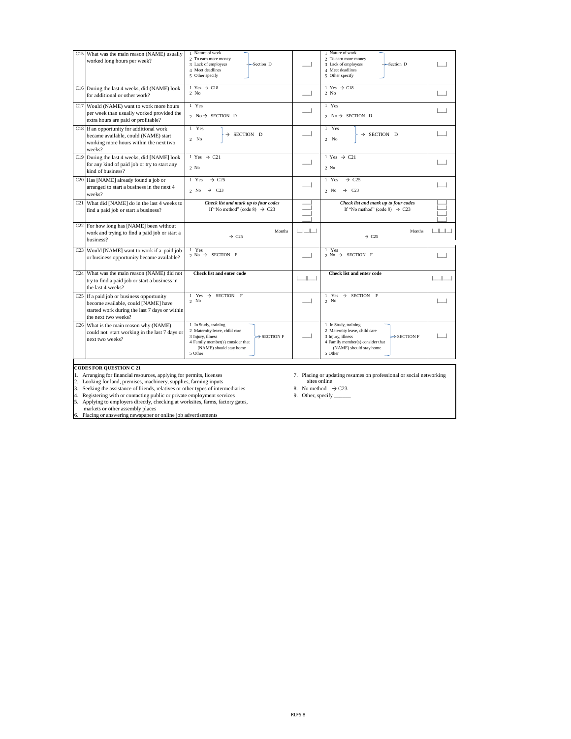| | Question | Response | Code | Response | Code |
|---|---|---|---|---|---|
| C15 | What was the main reason (NAME) usually worked long hours per week? | 1 Nature of work<br>2 To earn more money<br>3 Lack of employees<br>4 Meet deadlines<br>5 Other specify<br>→ Section D | \|__\| | 1 Nature of work<br>2 To earn more money<br>3 Lack of employees<br>4 Meet deadlines<br>5 Other specify<br>→ Section D | \|__\| |
| C16 | During the last 4 weeks, did (NAME) look for additional or other work? | 1 Yes → C18<br>2 No | \|__\| | 1 Yes → C18<br>2 No | \|__\| |
| C17 | Would (NAME) want to work more hours per week than usually worked provided the extra hours are paid or profitable? | 1 Yes<br>2 No → SECTION D | \|__\| | 1 Yes<br>2 No → SECTION D | \|__\| |
| C18 | If an opportunity for additional work became available, could (NAME) start working more hours within the next two weeks? | 1 Yes<br>2 No<br>→ SECTION D | \|__\| | 1 Yes<br>2 No<br>→ SECTION D | \|__\| |
| C19 | During the last 4 weeks, did [NAME] look for any kind of paid job or try to start any kind of business? | 1 Yes → C21<br>2 No | \|__\| | 1 Yes → C21<br>2 No | \|__\| |
| C20 | Has [NAME] already found a job or arranged to start a business in the next 4 weeks? | 1 Yes → C25<br>2 No → C23 | \|__\| | 1 Yes → C25<br>2 No → C23 | \|__\| |
| C21 | What did [NAME] do in the last 4 weeks to find a paid job or start a business? | ***Check list and mark up to four codes***<br>If "No method" (code 8) → C23 | \|__\|<br>\|__\|<br>\|__\|<br>\|__\| | ***Check list and mark up to four codes***<br>If "No method" (code 8) → C23 | \|__\|<br>\|__\|<br>\|__\|<br>\|__\| |
| C22 | For how long has [NAME] been without work and trying to find a paid job or start a business? | Months<br>→ C25 | \|__\|__\|__\| | Months<br>→ C25 | \|__\|__\|__\| |
| C23 | Would [NAME] want to work if a paid job or business opportunity became available? | 1 Yes<br>2 No → SECTION F | \|__\| | 1 Yes<br>2 No → SECTION F | \|__\| |
| C24 | What was the main reason (NAME) did not try to find a paid job or start a business in the last 4 weeks? | **Check list and enter code**<br>______________________ | \|__\|__\| | **Check list and enter code**<br>______________________ | \|__\|__\| |
| C25 | If a paid job or business opportunity become available, could [NAME] have started work during the last 7 days or within the next two weeks? | 1 Yes → SECTION F<br>2 No | \|__\| | 1 Yes → SECTION F<br>2 No | \|__\| |
| C26 | What is the main reason why (NAME) could not start working in the last 7 days or next two weeks? | 1 In Study, training<br>2 Maternity leave, child care<br>3 Injury, illness<br>4 Family member(s) consider that (NAME) should stay home<br>5 Other<br>→ SECTION F | \|__\| | 1 In Study, training<br>2 Maternity leave, child care<br>3 Injury, illness<br>4 Family member(s) consider that (NAME) should stay home<br>5 Other<br>→ SECTION F | \|__\| |

**CODES FOR QUESTION C 21**

1. Arranging for financial resources, applying for permits, licenses
2. Looking for land, premises, machinery, supplies, farming inputs
3. Seeking the assistance of friends, relatives or other types of intermediaries
4. Registering with or contacting public or private employment services
5. Applying to employers directly, checking at worksites, farms, factory gates, markets or other assembly places
6. Placing or answering newspaper or online job advertisements
7. Placing or updating resumes on professional or social networking sites online
8. No method → C23
9. Other, specify ______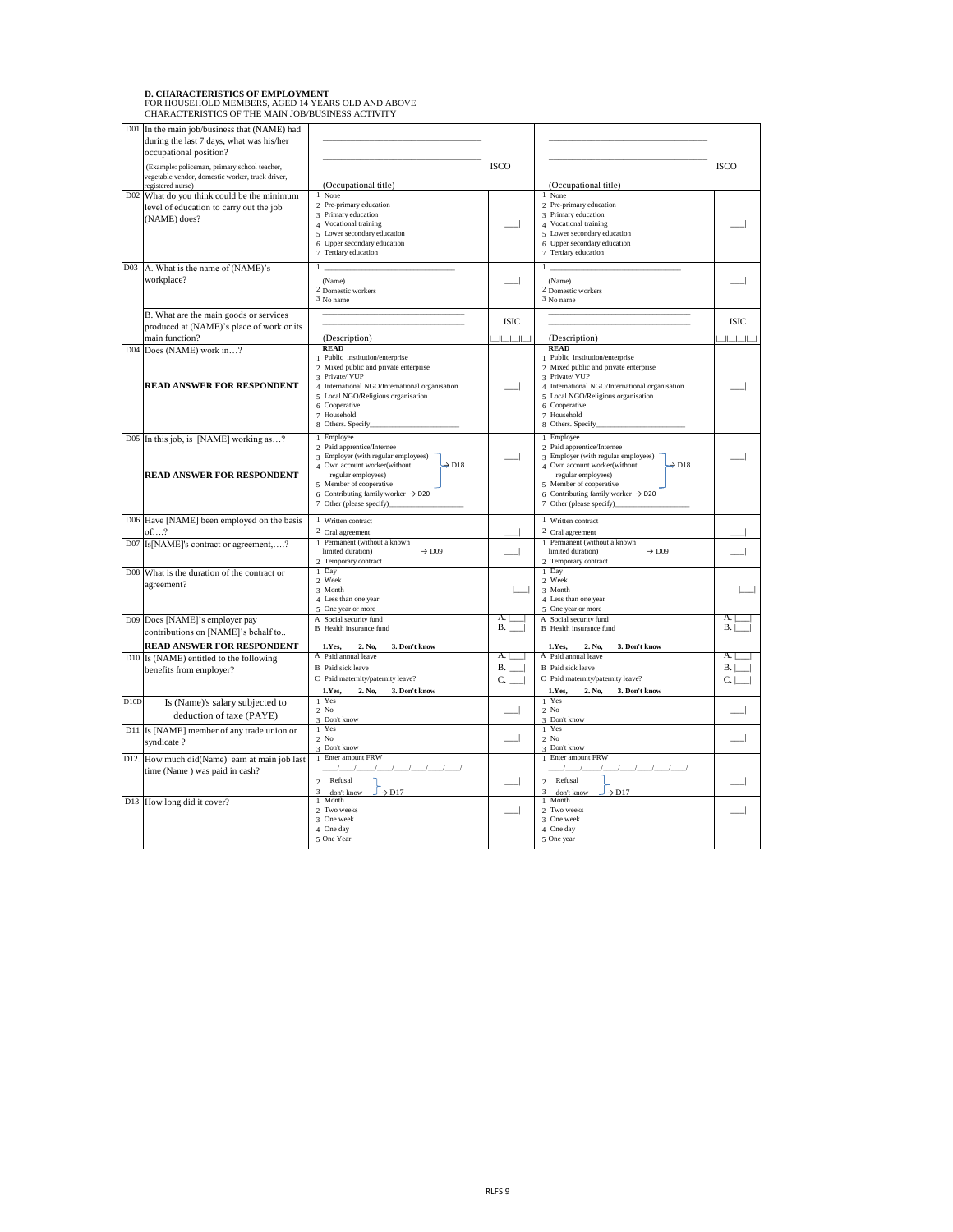**D. CHARACTERISTICS OF EMPLOYMENT**
FOR HOUSEHOLD MEMBERS, AGED 14 YEARS OLD AND ABOVE
CHARACTERISTICS OF THE MAIN JOB/BUSINESS ACTIVITY

| | | | | | |
|---|---|---|---|---|---|
| D01 | In the main job/business that (NAME) had during the last 7 days, what was his/her occupational position? (Example: policeman, primary school teacher, vegetable vendor, domestic worker, truck driver, registered nurse) | ______________ ______________ (Occupational title) | ISCO | ______________ ______________ (Occupational title) | ISCO |
| D02 | What do you think could be the minimum level of education to carry out the job (NAME) does? | 1 None<br>2 Pre-primary education<br>3 Primary education<br>4 Vocational training<br>5 Lower secondary education<br>6 Upper secondary education<br>7 Tertiary education | \|__\| | 1 None<br>2 Pre-primary education<br>3 Primary education<br>4 Vocational training<br>5 Lower secondary education<br>6 Upper secondary education<br>7 Tertiary education | \|__\| |
| D03 | A. What is the name of (NAME)'s workplace? | 1 ______________ (Name)<br>2 Domestic workers<br>3 No name | \|__\| | 1 ______________ (Name)<br>2 Domestic workers<br>3 No name | \|__\| |
| | B. What are the main goods or services produced at (NAME)'s place of work or its main function? | ______________ ______________ (Description) | ISIC \|__\|__\|__\|__\| | ______________ ______________ (Description) | ISIC \|__\|__\|__\|__\| |
| D04 | Does (NAME) work in…? **READ ANSWER FOR RESPONDENT** | **READ**<br>1 Public institution/enterprise<br>2 Mixed public and private enterprise<br>3 Private/ VUP<br>4 International NGO/International organisation<br>5 Local NGO/Religious organisation<br>6 Cooperative<br>7 Household<br>8 Others. Specify__________ | \|__\| | **READ**<br>1 Public institution/enterprise<br>2 Mixed public and private enterprise<br>3 Private/ VUP<br>4 International NGO/International organisation<br>5 Local NGO/Religious organisation<br>6 Cooperative<br>7 Household<br>8 Others. Specify__________ | \|__\| |
| D05 | In this job, is [NAME] working as…? **READ ANSWER FOR RESPONDENT** | 1 Employee<br>2 Paid apprentice/Internee<br>3 Employer (with regular employees) → D18<br>4 Own account worker(without regular employees) → D18<br>5 Member of cooperative → D18<br>6 Contributing family worker → D20<br>7 Other (please specify)__________ | \|__\| | 1 Employee<br>2 Paid apprentice/Internee<br>3 Employer (with regular employees) → D18<br>4 Own account worker(without regular employees) → D18<br>5 Member of cooperative → D18<br>6 Contributing family worker → D20<br>7 Other (please specify)__________ | \|__\| |
| D06 | Have [NAME] been employed on the basis of….? | 1 Written contract<br>2 Oral agreement | \|__\| | 1 Written contract<br>2 Oral agreement | \|__\| |
| D07 | Is[NAME]'s contract or agreement,….? | 1 Permanent (without a known limited duration) → D09<br>2 Temporary contract | \|__\| | 1 Permanent (without a known limited duration) → D09<br>2 Temporary contract | \|__\| |
| D08 | What is the duration of the contract or agreement? | 1 Day<br>2 Week<br>3 Month<br>4 Less than one year<br>5 One year or more | \|__\| | 1 Day<br>2 Week<br>3 Month<br>4 Less than one year<br>5 One year or more | \|__\| |
| D09 | Does [NAME]'s employer pay contributions on [NAME]'s behalf to.. **READ ANSWER FOR RESPONDENT** | A Social security fund<br>B Health insurance fund<br>**1.Yes, 2. No, 3. Don't know** | A. \|__\|<br>B. \|__\| | A Social security fund<br>B Health insurance fund<br>**1.Yes, 2. No, 3. Don't know** | A. \|__\|<br>B. \|__\| |
| D10 | Is (NAME) entitled to the following benefits from employer? | A Paid annual leave<br>B Paid sick leave<br>C Paid maternity/paternity leave?<br>**1.Yes, 2. No, 3. Don't know** | A. \|__\|<br>B. \|__\|<br>C. \|__\| | A Paid annual leave<br>B Paid sick leave<br>C Paid maternity/paternity leave?<br>**1.Yes, 2. No, 3. Don't know** | A. \|__\|<br>B. \|__\|<br>C. \|__\| |
| D10D | Is (Name)'s salary subjected to deduction of taxe (PAYE) | 1 Yes<br>2 No<br>3 Don't know | \|__\| | 1 Yes<br>2 No<br>3 Don't know | \|__\| |
| D11 | Is [NAME] member of any trade union or syndicate ? | 1 Yes<br>2 No<br>3 Don't know | \|__\| | 1 Yes<br>2 No<br>3 Don't know | \|__\| |
| D12. | How much did(Name) earn at main job last time (Name ) was paid in cash? | 1 Enter amount FRW<br>___/___/___/___/___/___/___/<br>2 Refusal → D17<br>3 don't know → D17 | \|__\| | 1 Enter amount FRW<br>___/___/___/___/___/___/___/<br>2 Refusal → D17<br>3 don't know → D17 | \|__\| |
| D13 | How long did it cover? | 1 Month<br>2 Two weeks<br>3 One week<br>4 One day<br>5 One Year | \|__\| | 1 Month<br>2 Two weeks<br>3 One week<br>4 One day<br>5 One year | \|__\| |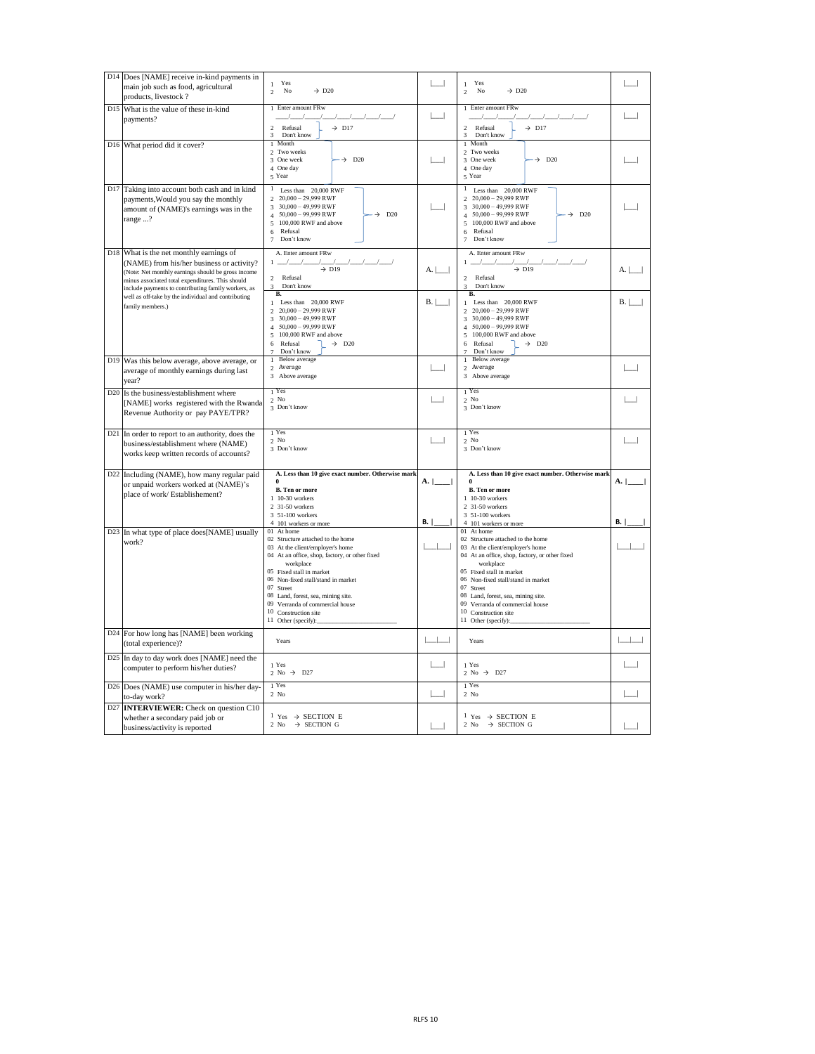| | Question | Main job | Code | Main job (repeat) | Code |
|---|---|---|---|---|---|
| D14 | Does [NAME] receive in-kind payments in main job such as food, agricultural products, livestock ? | 1 Yes<br>2 No → D20 | \|___\| | 1 Yes<br>2 No → D20 | \|___\| |
| D15 | What is the value of these in-kind payments? | 1 Enter amount FRw<br>___/___/___/___/___/___/___/___/<br>2 Refusal → D17<br>3 Don't know | \|___\| | 1 Enter amount FRw<br>___/___/___/___/___/___/___/___/<br>2 Refusal → D17<br>3 Don't know | \|___\| |
| D16 | What period did it cover? | 1 Month<br>2 Two weeks<br>3 One week → D20<br>4 One day<br>5 Year | \|___\| | 1 Month<br>2 Two weeks<br>3 One week → D20<br>4 One day<br>5 Year | \|___\| |
| D17 | Taking into account both cash and in kind payments,Would you say the monthly amount of (NAME)'s earnings was in the range ...? | 1 Less than 20,000 RWF<br>2 20,000 – 29,999 RWF<br>3 30,000 – 49,999 RWF<br>4 50,000 – 99,999 RWF → D20<br>5 100,000 RWF and above<br>6 Refusal<br>7 Don't know | \|___\| | 1 Less than 20,000 RWF<br>2 20,000 – 29,999 RWF<br>3 30,000 – 49,999 RWF<br>4 50,000 – 99,999 RWF → D20<br>5 100,000 RWF and above<br>6 Refusal<br>7 Don't know | \|___\| |
| D18 | What is the net monthly earnings of (NAME) from his/her business or activity?<br>(Note: Net monthly earnings should be gross income minus associated total expenditures. This should include payments to contributing family workers, as well as off-take by the individual and contributing family members.) | A. Enter amount FRw<br>1 ___/___/___/___/___/___/___/___/ → D19<br>2 Refusal<br>3 Don't know<br>**B.**<br>1 Less than 20,000 RWF<br>2 20,000 – 29,999 RWF<br>3 30,000 – 49,999 RWF<br>4 50,000 – 99,999 RWF<br>5 100,000 RWF and above<br>6 Refusal → D20<br>7 Don't know | A. \|___\|<br><br>B. \|___\| | A. Enter amount FRw<br>1 ___/___/___/___/___/___/___/___/ → D19<br>2 Refusal<br>3 Don't know<br>**B.**<br>1 Less than 20,000 RWF<br>2 20,000 – 29,999 RWF<br>3 30,000 – 49,999 RWF<br>4 50,000 – 99,999 RWF<br>5 100,000 RWF and above<br>6 Refusal → D20<br>7 Don't know | A. \|___\|<br><br>B. \|___\| |
| D19 | Was this below average, above average, or average of monthly earnings during last year? | 1 Below average<br>2 Average<br>3 Above average | \|___\| | 1 Below average<br>2 Average<br>3 Above average | \|___\| |
| D20 | Is the business/establishment where [NAME] works registered with the Rwanda Revenue Authority or pay PAYE/TPR? | 1 Yes<br>2 No<br>3 Don't know | \|___\| | 1 Yes<br>2 No<br>3 Don't know | \|___\| |
| D21 | In order to report to an authority, does the business/establishment where (NAME) works keep written records of accounts? | 1 Yes<br>2 No<br>3 Don't know | \|___\| | 1 Yes<br>2 No<br>3 Don't know | \|___\| |
| D22 | Including (NAME), how many regular paid or unpaid workers worked at (NAME)'s place of work/ Establishement? | **A. Less than 10 give exact number. Otherwise mark 0**<br>**B. Ten or more**<br>1 10-30 workers<br>2 31-50 workers<br>3 51-100 workers<br>4 101 workers or more | **A.** \|____\|<br><br>**B.** \|____\| | **A. Less than 10 give exact number. Otherwise mark 0**<br>**B. Ten or more**<br>1 10-30 workers<br>2 31-50 workers<br>3 51-100 workers<br>4 101 workers or more | **A.** \|____\|<br><br>**B.** \|____\| |
| D23 | In what type of place does[NAME] usually work? | 01 At home<br>02 Structure attached to the home<br>03 At the client/employer's home<br>04 At an office, shop, factory, or other fixed workplace<br>05 Fixed stall in market<br>06 Non-fixed stall/stand in market<br>07 Street<br>08 Land, forest, sea, mining site.<br>09 Verranda of commercial house<br>10 Construction site<br>11 Other (specify):______________________ | \|___\|___\| | 01 At home<br>02 Structure attached to the home<br>03 At the client/employer's home<br>04 At an office, shop, factory, or other fixed workplace<br>05 Fixed stall in market<br>06 Non-fixed stall/stand in market<br>07 Street<br>08 Land, forest, sea, mining site.<br>09 Verranda of commercial house<br>10 Construction site<br>11 Other (specify):______________________ | \|___\|___\| |
| D24 | For how long has [NAME] been working (total experience)? | Years | \|___\|___\| | Years | \|___\|___\| |
| D25 | In day to day work does [NAME] need the computer to perform his/her duties? | 1 Yes<br>2 No → D27 | \|___\| | 1 Yes<br>2 No → D27 | \|___\| |
| D26 | Does (NAME) use computer in his/her day-to-day work? | 1 Yes<br>2 No | \|___\| | 1 Yes<br>2 No | \|___\| |
| D27 | **INTERVIEWER:** Check on question C10 whether a secondary paid job or business/activity is reported | 1 Yes → SECTION E<br>2 No → SECTION G | \|___\| | 1 Yes → SECTION E<br>2 No → SECTION G | \|___\| |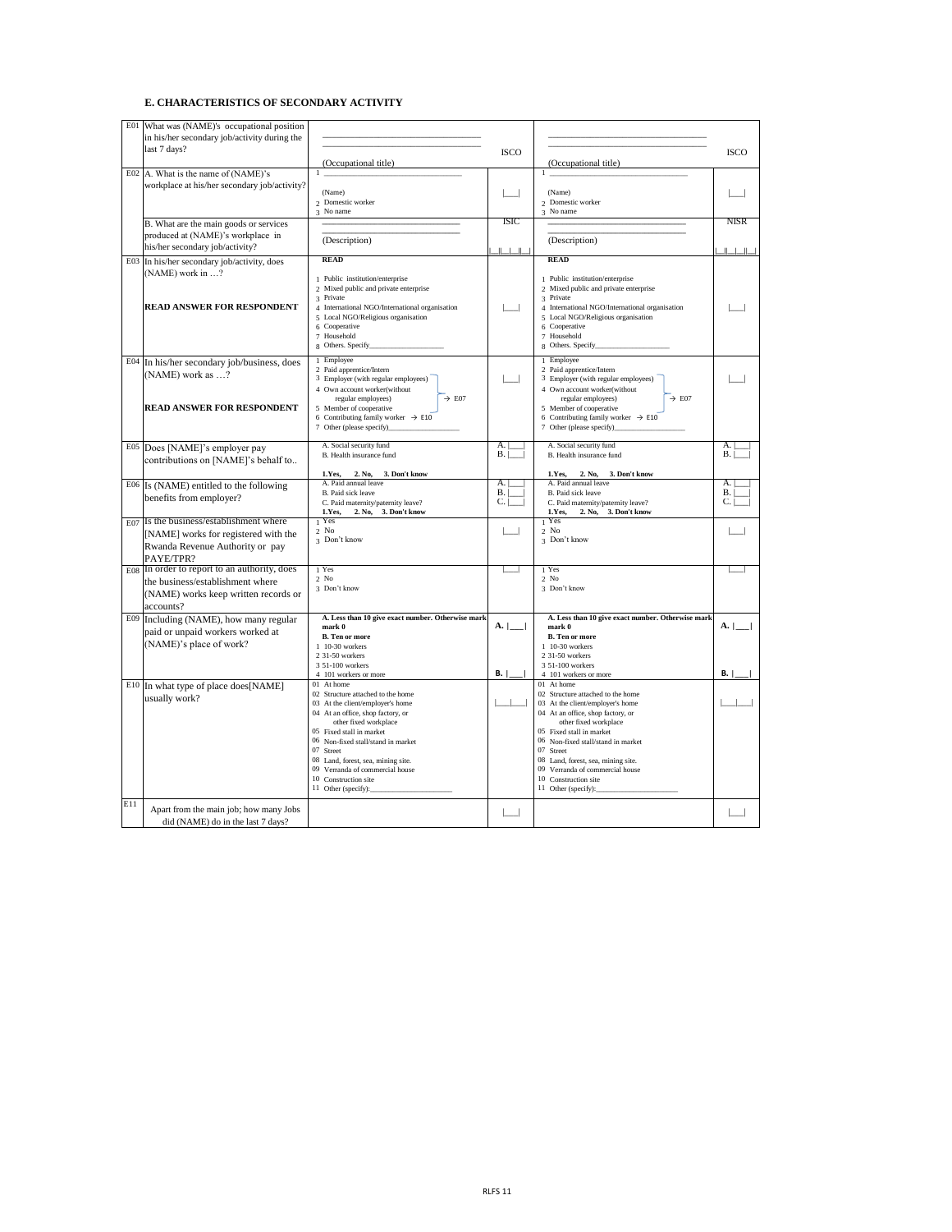**E. CHARACTERISTICS OF SECONDARY ACTIVITY**

| | | | | | |
|---|---|---|---|---|---|
| E01 | What was (NAME)'s occupational position in his/her secondary job/activity during the last 7 days? | ____________________<br>____________________<br>(Occupational title) | ISCO | ____________________<br>____________________<br>(Occupational title) | ISCO |
| E02 | A. What is the name of (NAME)'s workplace at his/her secondary job/activity? | 1 ____________________<br>(Name)<br>2 Domestic worker<br>3 No name | \|__\| | 1 ____________________<br>(Name)<br>2 Domestic worker<br>3 No name | \|__\| |
| | B. What are the main goods or services produced at (NAME)'s workplace in his/her secondary job/activity? | ____________________<br>____________________<br>(Description) | ISIC<br>\|__\|\|__\|\|__\| | ____________________<br>____________________<br>(Description) | NISR<br>\|__\|\|__\|\|__\| |
| E03 | In his/her secondary job/activity, does (NAME) work in …?<br><br>**READ ANSWER FOR RESPONDENT** | **READ**<br>1 Public institution/enterprise<br>2 Mixed public and private enterprise<br>3 Private<br>4 International NGO/International organisation<br>5 Local NGO/Religious organisation<br>6 Cooperative<br>7 Household<br>8 Others. Specify__________ | \|__\| | **READ**<br>1 Public institution/enterprise<br>2 Mixed public and private enterprise<br>3 Private<br>4 International NGO/International organisation<br>5 Local NGO/Religious organisation<br>6 Cooperative<br>7 Household<br>8 Others. Specify__________ | \|__\| |
| E04 | In his/her secondary job/business, does (NAME) work as …?<br><br>**READ ANSWER FOR RESPONDENT** | 1 Employee<br>2 Paid apprentice/Intern<br>3 Employer (with regular employees)<br>4 Own account worker(without regular employees) → E07<br>5 Member of cooperative<br>6 Contributing family worker → E10<br>7 Other (please specify)__________ | \|__\| | 1 Employee<br>2 Paid apprentice/Intern<br>3 Employer (with regular employees)<br>4 Own account worker(without regular employees) → E07<br>5 Member of cooperative<br>6 Contributing family worker → E10<br>7 Other (please specify)__________ | \|__\| |
| E05 | Does [NAME]'s employer pay contributions on [NAME]'s behalf to.. | A. Social security fund<br>B. Health insurance fund<br><br>**1.Yes, 2. No, 3. Don't know** | A. \|__\|<br>B. \|__\| | A. Social security fund<br>B. Health insurance fund<br><br>**1.Yes, 2. No, 3. Don't know** | A. \|__\|<br>B. \|__\| |
| E06 | Is (NAME) entitled to the following benefits from employer? | A. Paid annual leave<br>B. Paid sick leave<br>C. Paid maternity/paternity leave?<br>**1.Yes, 2. No, 3. Don't know** | A. \|__\|<br>B. \|__\|<br>C. \|__\| | A. Paid annual leave<br>B. Paid sick leave<br>C. Paid maternity/paternity leave?<br>**1.Yes, 2. No, 3. Don't know** | A. \|__\|<br>B. \|__\|<br>C. \|__\| |
| E07 | Is the business/establishment where [NAME] works for registered with the Rwanda Revenue Authority or pay PAYE/TPR? | 1 Yes<br>2 No<br>3 Don't know | \|__\| | 1 Yes<br>2 No<br>3 Don't know | \|__\| |
| E08 | In order to report to an authority, does the business/establishment where (NAME) works keep written records or accounts? | 1 Yes<br>2 No<br>3 Don't know | \|__\| | 1 Yes<br>2 No<br>3 Don't know | \|__\| |
| E09 | Including (NAME), how many regular paid or unpaid workers worked at (NAME)'s place of work? | **A. Less than 10 give exact number. Otherwise mark mark 0**<br>**B. Ten or more**<br>1 10-30 workers<br>2 31-50 workers<br>3 51-100 workers<br>4 101 workers or more | **A.** \|__\|<br><br>**B.** \|__\| | **A. Less than 10 give exact number. Otherwise mark mark 0**<br>**B. Ten or more**<br>1 10-30 workers<br>2 31-50 workers<br>3 51-100 workers<br>4 101 workers or more | **A.** \|__\|<br><br>**B.** \|__\| |
| E10 | In what type of place does[NAME] usually work? | 01 At home<br>02 Structure attached to the home<br>03 At the client/employer's home<br>04 At an office, shop factory, or other fixed workplace<br>05 Fixed stall in market<br>06 Non-fixed stall/stand in market<br>07 Street<br>08 Land, forest, sea, mining site.<br>09 Verranda of commercial house<br>10 Construction site<br>11 Other (specify):__________ | \|__\|__\| | 01 At home<br>02 Structure attached to the home<br>03 At the client/employer's home<br>04 At an office, shop factory, or other fixed workplace<br>05 Fixed stall in market<br>06 Non-fixed stall/stand in market<br>07 Street<br>08 Land, forest, sea, mining site.<br>09 Verranda of commercial house<br>10 Construction site<br>11 Other (specify):__________ | \|__\|__\| |
| E11 | Apart from the main job; how many Jobs did (NAME) do in the last 7 days? | | \|__\| | | \|__\| |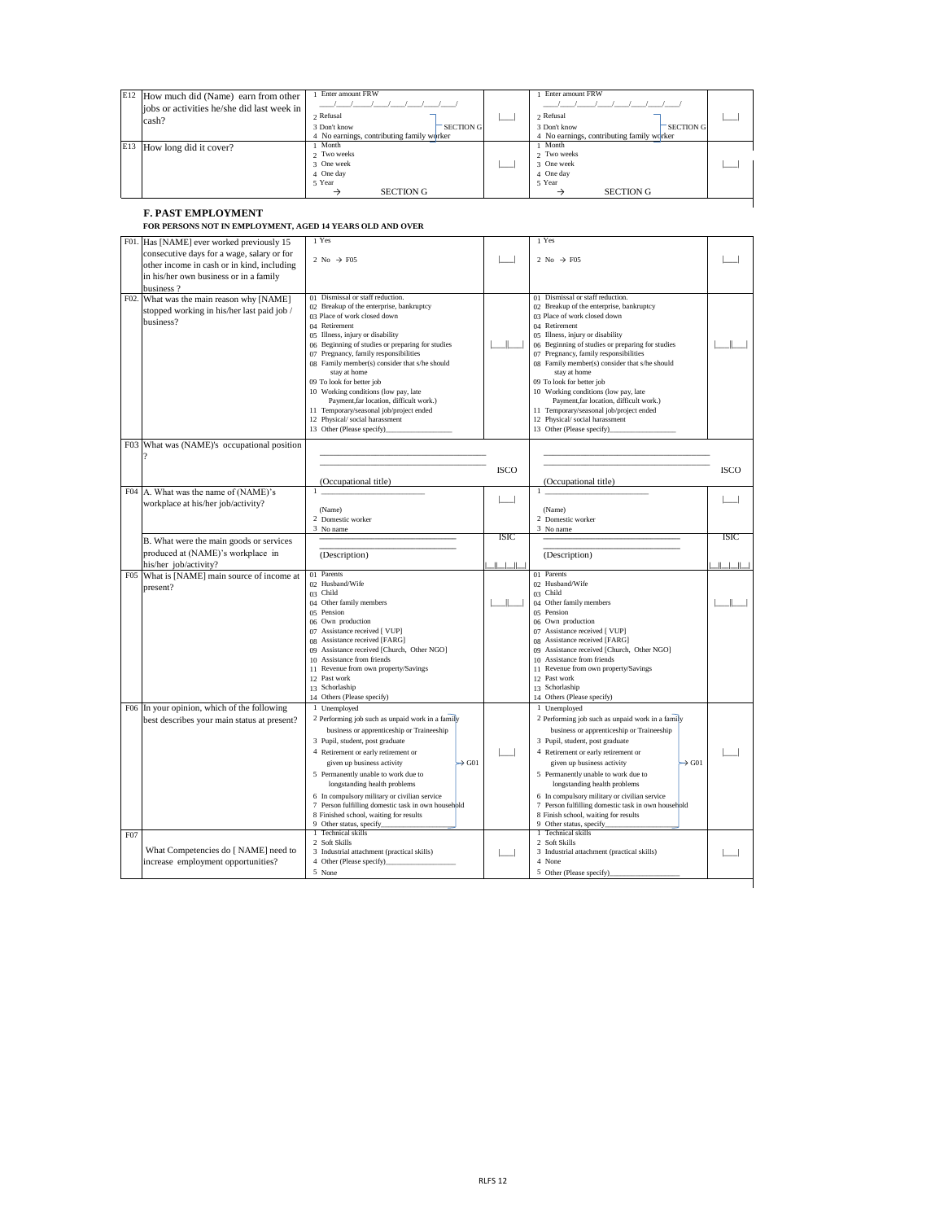| | | | | | |
|---|---|---|---|---|---|
| E12 | How much did (Name) earn from other jobs or activities he/she did last week in cash? | 1 Enter amount FRW<br>___/___/___/___/___/___/___/___/<br>2 Refusal<br>3 Don't know — SECTION G<br>4 No earnings, contributing family worker | \|___\| | 1 Enter amount FRW<br>___/___/___/___/___/___/___/___/<br>2 Refusal<br>3 Don't know — SECTION G<br>4 No earnings, contributing family worker | \|___\| |
| E13 | How long did it cover? | 1 Month<br>2 Two weeks<br>3 One week<br>4 One day<br>5 Year<br>→ SECTION G | \|___\| | 1 Month<br>2 Two weeks<br>3 One week<br>4 One day<br>5 Year<br>→ SECTION G | \|___\| |

## F. PAST EMPLOYMENT

**FOR PERSONS NOT IN EMPLOYMENT, AGED 14 YEARS OLD AND OVER**

| | | | | | |
|---|---|---|---|---|---|
| F01. | Has [NAME] ever worked previously 15 consecutive days for a wage, salary or for other income in cash or in kind, including in his/her own business or in a family business ? | 1 Yes<br>2 No → F05 | \|___\| | 1 Yes<br>2 No → F05 | \|___\| |
| F02. | What was the main reason why [NAME] stopped working in his/her last paid job / business? | 01 Dismissal or staff reduction.<br>02 Breakup of the enterprise, bankruptcy<br>03 Place of work closed down<br>04 Retirement<br>05 Illness, injury or disability<br>06 Beginning of studies or preparing for studies<br>07 Pregnancy, family responsibilities<br>08 Family member(s) consider that s/he should stay at home<br>09 To look for better job<br>10 Working conditions (low pay, late Payment,far location, difficult work.)<br>11 Temporary/seasonal job/project ended<br>12 Physical/ social harassment<br>13 Other (Please specify)___________ | \|___\|\|___\| | 01 Dismissal or staff reduction.<br>02 Breakup of the enterprise, bankruptcy<br>03 Place of work closed down<br>04 Retirement<br>05 Illness, injury or disability<br>06 Beginning of studies or preparing for studies<br>07 Pregnancy, family responsibilities<br>08 Family member(s) consider that s/he should stay at home<br>09 To look for better job<br>10 Working conditions (low pay, late Payment,far location, difficult work.)<br>11 Temporary/seasonal job/project ended<br>12 Physical/ social harassment<br>13 Other (Please specify)___________ | \|___\|\|___\| |
| F03 | What was (NAME)'s occupational position ? | ___________<br>___________<br>(Occupational title) | ISCO | ___________<br>___________<br>(Occupational title) | ISCO |
| F04 | A. What was the name of (NAME)'s workplace at his/her job/activity? | 1 ___________<br>(Name)<br>2 Domestic worker<br>3 No name | \|___\| | 1 ___________<br>(Name)<br>2 Domestic worker<br>3 No name | \|___\| |
| | B. What were the main goods or services produced at (NAME)'s workplace in his/her job/activity? | ___________<br>___________<br>(Description) | ISIC<br>\|__\|\|__\|\|__\|\|__\| | ___________<br>___________<br>(Description) | ISIC<br>\|__\|\|__\|\|__\|\|__\| |
| F05 | What is [NAME] main source of income at present? | 01 Parents<br>02 Husband/Wife<br>03 Child<br>04 Other family members<br>05 Pension<br>06 Own production<br>07 Assistance received [ VUP]<br>08 Assistance received [FARG]<br>09 Assistance received [Church, Other NGO]<br>10 Assistance from friends<br>11 Revenue from own property/Savings<br>12 Past work<br>13 Schorlaship<br>14 Others (Please specify) | \|___\|\|___\| | 01 Parents<br>02 Husband/Wife<br>03 Child<br>04 Other family members<br>05 Pension<br>06 Own production<br>07 Assistance received [ VUP]<br>08 Assistance received [FARG]<br>09 Assistance received [Church, Other NGO]<br>10 Assistance from friends<br>11 Revenue from own property/Savings<br>12 Past work<br>13 Schorlaship<br>14 Others (Please specify) | \|___\|\|___\| |
| F06 | In your opinion, which of the following best describes your main status at present? | 1 Unemployed<br>2 Performing job such as unpaid work in a family business or apprenticeship or Traineeship<br>3 Pupil, student, post graduate<br>4 Retirement or early retirement or given up business activity<br>5 Permanently unable to work due to longstanding health problems<br>6 In compulsory military or civilian service<br>7 Person fulfilling domestic task in own household<br>8 Finished school, waiting for results<br>9 Other status, specify___________<br>→ G01 | \|___\| | 1 Unemployed<br>2 Performing job such as unpaid work in a family business or apprenticeship or Traineeship<br>3 Pupil, student, post graduate<br>4 Retirement or early retirement or given up business activity<br>5 Permanently unable to work due to longstanding health problems<br>6 In compulsory military or civilian service<br>7 Person fulfilling domestic task in own household<br>8 Finish school, waiting for results<br>9 Other status, specify___________<br>→ G01 | \|___\| |
| F07 | What Competencies do [ NAME] need to increase employment opportunities? | 1 Technical skills<br>2 Soft Skills<br>3 Industrial attachment (practical skills)<br>4 Other (Please specify)___________<br>5 None | \|___\| | 1 Technical skills<br>2 Soft Skills<br>3 Industrial attachment (practical skills)<br>4 None<br>5 Other (Please specify)___________ | \|___\| |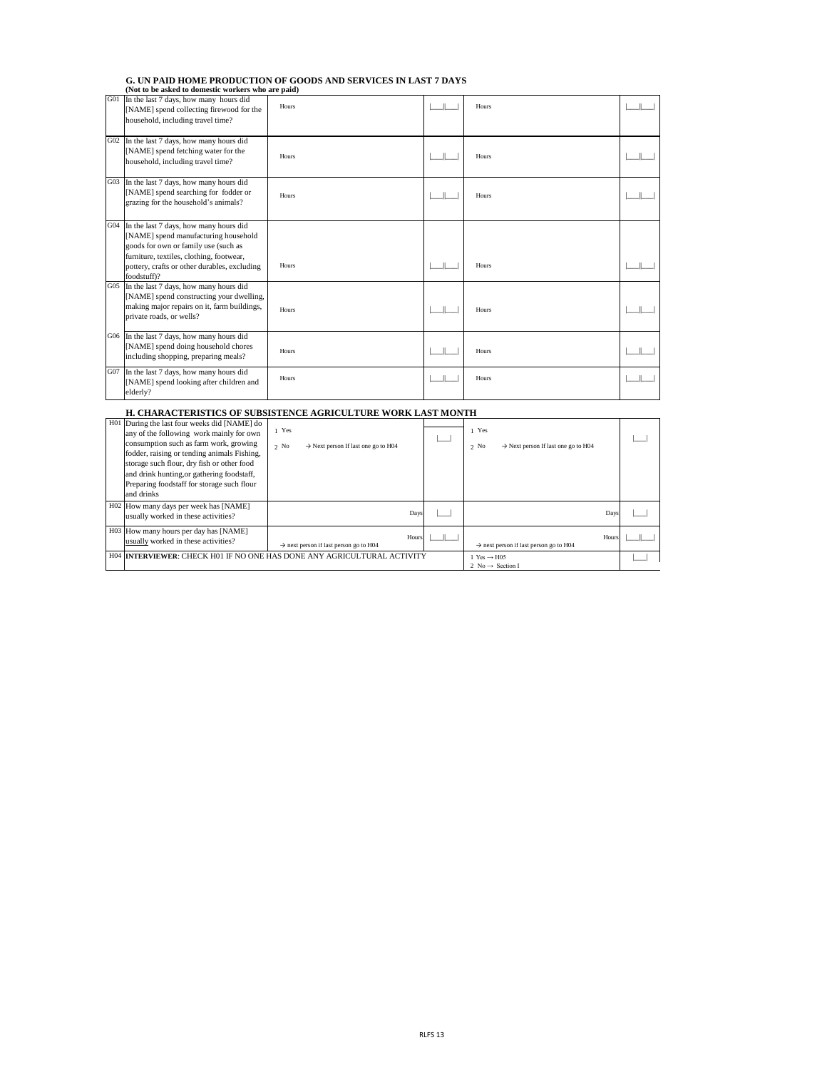## G. UN PAID HOME PRODUCTION OF GOODS AND SERVICES IN LAST 7 DAYS

**(Not to be asked to domestic workers who are paid)**

| | | | | | |
|---|---|---|---|---|---|
| G01 | In the last 7 days, how many hours did [NAME] spend collecting firewood for the household, including travel time? | Hours | \|__\|\|__\| | Hours | \|__\|\|__\| |
| G02 | In the last 7 days, how many hours did [NAME] spend fetching water for the household, including travel time? | Hours | \|__\|\|__\| | Hours | \|__\|\|__\| |
| G03 | In the last 7 days, how many hours did [NAME] spend searching for fodder or grazing for the household's animals? | Hours | \|__\|\|__\| | Hours | \|__\|\|__\| |
| G04 | In the last 7 days, how many hours did [NAME] spend manufacturing household goods for own or family use (such as furniture, textiles, clothing, footwear, pottery, crafts or other durables, excluding foodstuff)? | Hours | \|__\|\|__\| | Hours | \|__\|\|__\| |
| G05 | In the last 7 days, how many hours did [NAME] spend constructing your dwelling, making major repairs on it, farm buildings, private roads, or wells? | Hours | \|__\|\|__\| | Hours | \|__\|\|__\| |
| G06 | In the last 7 days, how many hours did [NAME] spend doing household chores including shopping, preparing meals? | Hours | \|__\|\|__\| | Hours | \|__\|\|__\| |
| G07 | In the last 7 days, how many hours did [NAME] spend looking after children and elderly? | Hours | \|__\|\|__\| | Hours | \|__\|\|__\| |

## H. CHARACTERISTICS OF SUBSISTENCE AGRICULTURE WORK LAST MONTH

| | | | | | |
|---|---|---|---|---|---|
| H01 | During the last four weeks did [NAME] do any of the following work mainly for own consumption such as farm work, growing fodder, raising or tending animals Fishing, storage such flour, dry fish or other food and drink hunting,or gathering foodstaff, Preparing foodstaff for storage such flour and drinks | 1 Yes<br>2 No → Next person If last one go to H04 | \|__\| | 1 Yes<br>2 No → Next person If last one go to H04 | \|__\| |
| H02 | How many days per week has [NAME] usually worked in these activities? | Days | \|__\| | Days | \|__\| |
| H03 | How many hours per day has [NAME] usually worked in these activities? | Hours<br>→ next person if last person go to H04 | \|__\|\|__\| | Hours<br>→ next person if last person go to H04 | \|__\|\|__\| |
| H04 | **INTERVIEWER**: CHECK H01 IF NO ONE HAS DONE ANY AGRICULTURAL ACTIVITY | | | 1 Yes → H05<br>2 No → Section I | \|__\| |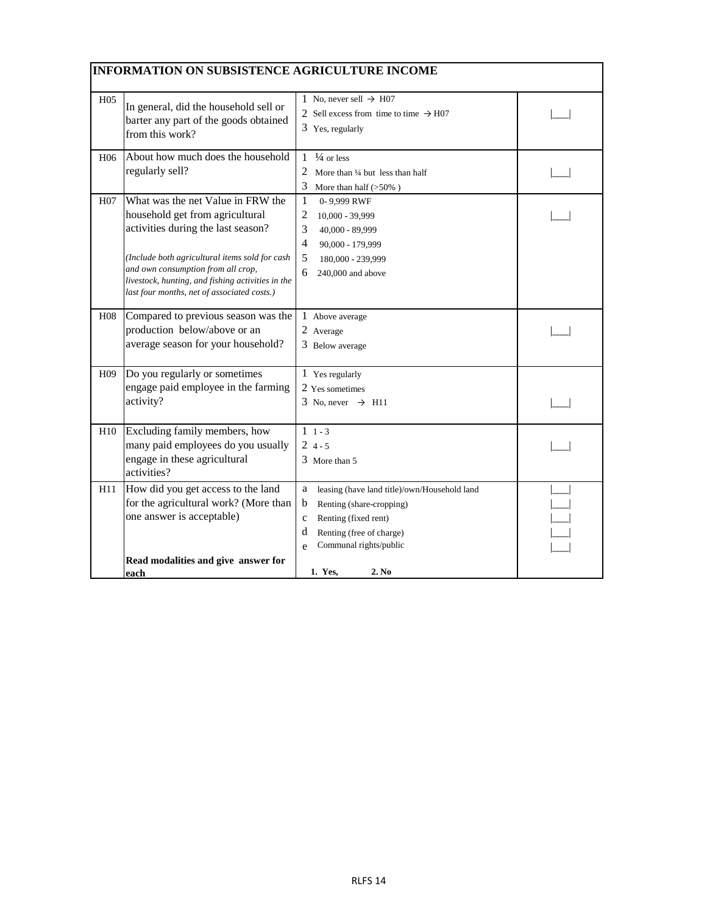| INFORMATION ON SUBSISTENCE AGRICULTURE INCOME | | | |
|---|---|---|---|
| H05 | In general, did the household sell or barter any part of the goods obtained from this work? | 1 No, never sell → H07<br>2 Sell excess from time to time → H07<br>3 Yes, regularly | \|___\| |
| H06 | About how much does the household regularly sell? | 1 ¼ or less<br>2 More than ¼ but less than half<br>3 More than half (>50% ) | \|___\| |
| H07 | What was the net Value in FRW the household get from agricultural activities during the last season?<br><br>*(Include both agricultural items sold for cash and own consumption from all crop, livestock, hunting, and fishing activities in the last four months, net of associated costs.)* | 1 0- 9,999 RWF<br>2 10,000 - 39,999<br>3 40,000 - 89,999<br>4 90,000 - 179,999<br>5 180,000 - 239,999<br>6 240,000 and above | \|___\| |
| H08 | Compared to previous season was the production below/above or an average season for your household? | 1 Above average<br>2 Average<br>3 Below average | \|___\| |
| H09 | Do you regularly or sometimes engage paid employee in the farming activity? | 1 Yes regularly<br>2 Yes sometimes<br>3 No, never → H11 | \|___\| |
| H10 | Excluding family members, how many paid employees do you usually engage in these agricultural activities? | 1 1 - 3<br>2 4 - 5<br>3 More than 5 | \|___\| |
| H11 | How did you get access to the land for the agricultural work? (More than one answer is acceptable)<br><br>**Read modalities and give answer for each** | a leasing (have land title)/own/Household land<br>b Renting (share-cropping)<br>c Renting (fixed rent)<br>d Renting (free of charge)<br>e Communal rights/public<br><br>**1. Yes, 2. No** | \|___\|<br>\|___\|<br>\|___\|<br>\|___\|<br>\|___\| |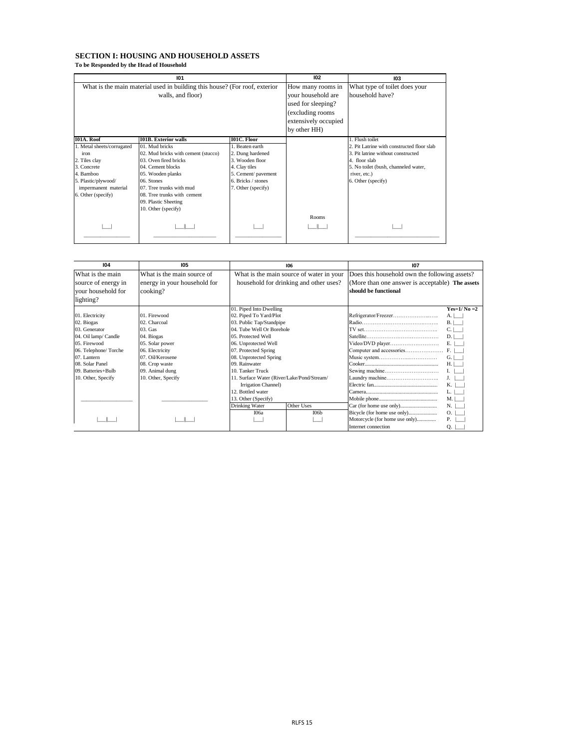## SECTION I: HOUSING AND HOUSEHOLD ASSETS

**To be Responded by the Head of Household**

| I01 | | | I02 | I03 |
|---|---|---|---|---|
| What is the main material used in building this house? (For roof, exterior walls, and floor) | | | How many rooms in your household are used for sleeping? (excluding rooms extensively occupied by other HH) | What type of toilet does your household have? |
| **I01A. Roof** | **I01B. Exterior walls** | **I01C. Floor** | | |
| 1. Metal sheets/corrugated iron<br>2. Tiles clay<br>3. Concrete<br>4. Bamboo<br>5. Plastic/plywood/ impermanent material<br>6. Other (specify) | 01. Mud bricks<br>02. Mud bricks with cement (stucco)<br>03. Oven fired bricks<br>04. Cement blocks<br>05. Wooden planks<br>06. Stones<br>07. Tree trunks with mud<br>08. Tree trunks with cement<br>09. Plastic Sheeting<br>10. Other (specify) | 1. Beaten earth<br>2. Dung hardened<br>3. Wooden floor<br>4. Clay tiles<br>5. Cement/ pavement<br>6. Bricks / stones<br>7. Other (specify) | Rooms | 1. Flush toilet<br>2. Pit Latrine with constructed floor slab<br>3. Pit latrine without constructed<br>4. floor slab<br>5. No toilet (bush, channeled water, river, etc.)<br>6. Other (specify) |
| \|\_\_\|<br>\_\_\_\_\_\_\_\_\_\_ | \|\_\_\|\|\_\_\|<br>\_\_\_\_\_\_\_\_\_\_ | \|\_\_\|<br>\_\_\_\_\_\_\_\_\_\_ | \|\_\_\|\|\_\_\| | \|\_\_\|<br>\_\_\_\_\_\_\_\_\_\_ |

| I04 | I05 | I06 | | I07 | |
|---|---|---|---|---|---|
| What is the main source of energy in your household for lighting? | What is the main source of energy in your household for cooking? | What is the main source of water in your household for drinking and other uses? | | Does this household own the following assets? (More than one answer is acceptable) **The assets should be functional** | |
| 01. Electricity<br>02. Biogas<br>03. Generator<br>04. Oil lamp/ Candle<br>05. Firewood<br>06. Telephone/ Torche<br>07. Lantern<br>08. Solar Panel<br>09. Batteries+Bulb<br>10. Other, Specify<br>\_\_\_\_\_\_\_\_\_\_ | 01. Firewood<br>02. Charcoal<br>03. Gas<br>04. Biogas<br>05. Solar power<br>06. Electricity<br>07. Oil/Kerosene<br>08. Crop waste<br>09. Animal dung<br>10. Other, Specify<br>\_\_\_\_\_\_\_\_\_\_ | 01. Piped Into Dwelling<br>02. Piped To Yard/Plot<br>03. Public Tap/Standpipe<br>04. Tube Well Or Borehole<br>05. Protected Well<br>06. Unprotected Well<br>07. Protected Spring<br>08. Unprotected Spring<br>09. Rainwater<br>10. Tanker Truck<br>11. Surface Water (River/Lake/Pond/Stream/ Irrigation Channel)<br>12. Bottled water<br>13. Other (Specify) | | | **Yes=1/ No =2** |
| | | Drinking Water | Other Uses | Refrigerator/Freezer | A. \|\_\_\| |
| | | I06a | I06b | Radio | B. \|\_\_\| |
| \|\_\_\|\|\_\_\| | \|\_\_\|\|\_\_\| | \|\_\_\| | \|\_\_\| | TV set | C. \|\_\_\| |
| | | | | Satellite | D. \|\_\_\| |
| | | | | Video/DVD player | E. \|\_\_\| |
| | | | | Computer and accessories | F. \|\_\_\| |
| | | | | Music system | G. \|\_\_\| |
| | | | | Cooker | H. \|\_\_\| |
| | | | | Sewing machine | I. \|\_\_\| |
| | | | | Laundry machine | J. \|\_\_\| |
| | | | | Electric fan | K. \|\_\_\| |
| | | | | Camera | L. \|\_\_\| |
| | | | | Mobile phone | M. \|\_\_\| |
| | | | | Car (for home use only) | N. \|\_\_\| |
| | | | | Bicycle (for home use only) | O. \|\_\_\| |
| | | | | Motorcycle (for home use only) | P. \|\_\_\| |
| | | | | Internet connection | Q. \|\_\_\| |